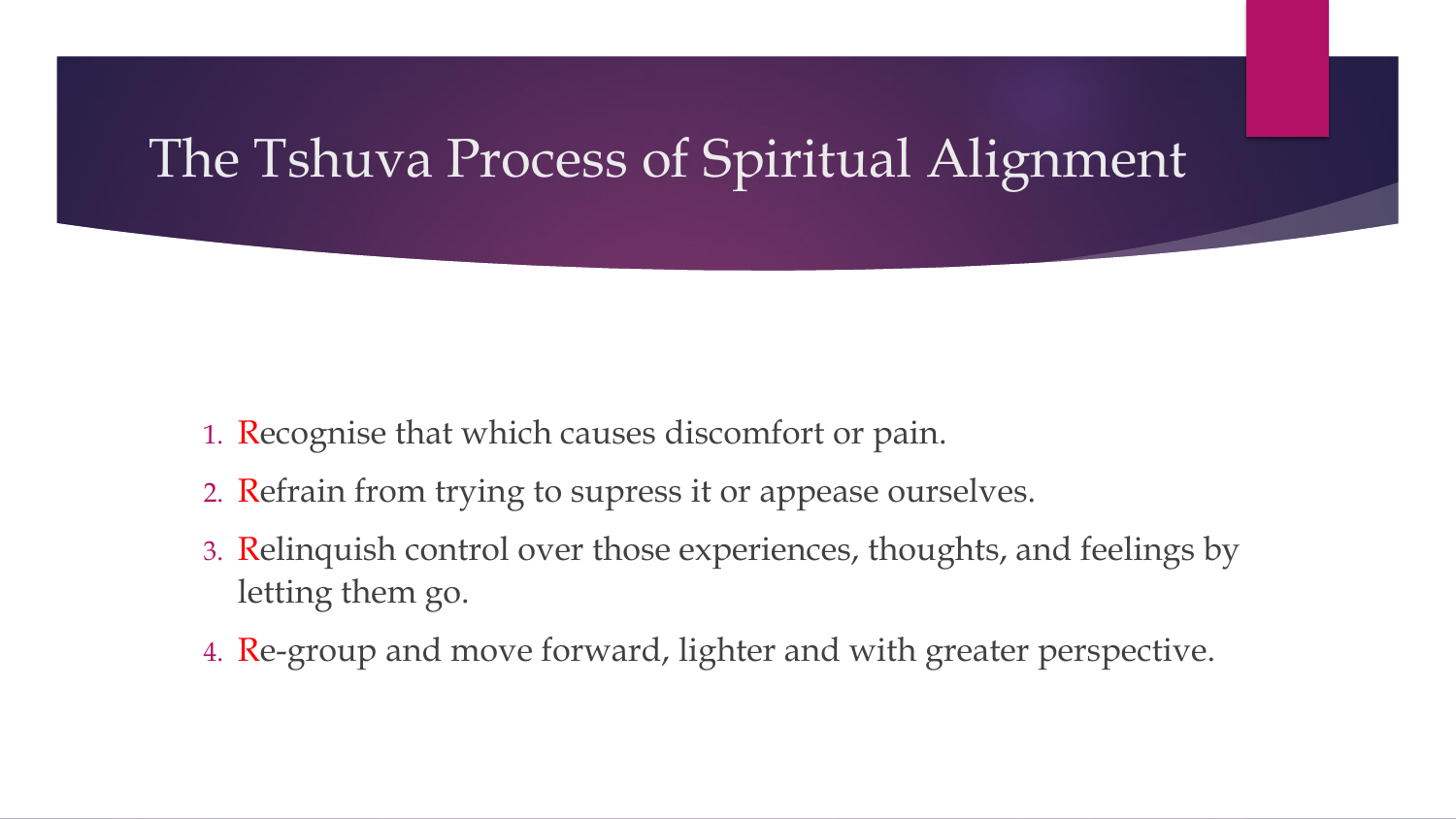# The Tshuva Process of Spiritual Alignment

1. Recognise that which causes discomfort or pain.
2. Refrain from trying to supress it or appease ourselves.
3. Relinquish control over those experiences, thoughts, and feelings by letting them go.
4. Re-group and move forward, lighter and with greater perspective.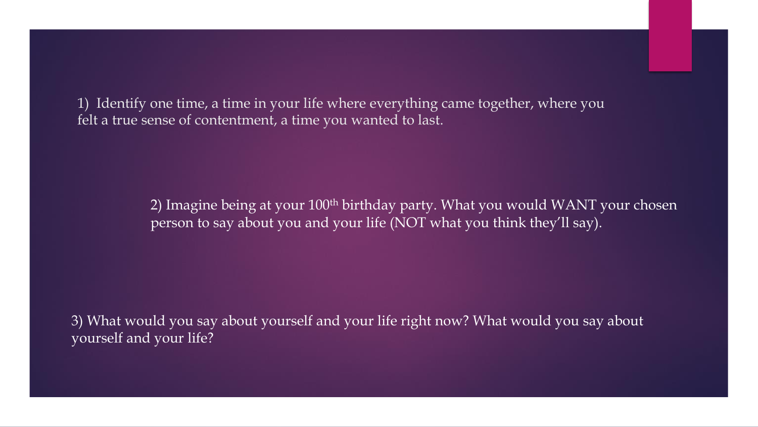1) Identify one time, a time in your life where everything came together, where you felt a true sense of contentment, a time you wanted to last.

2) Imagine being at your 100th birthday party. What you would WANT your chosen person to say about you and your life (NOT what you think they'll say).

3) What would you say about yourself and your life right now? What would you say about yourself and your life?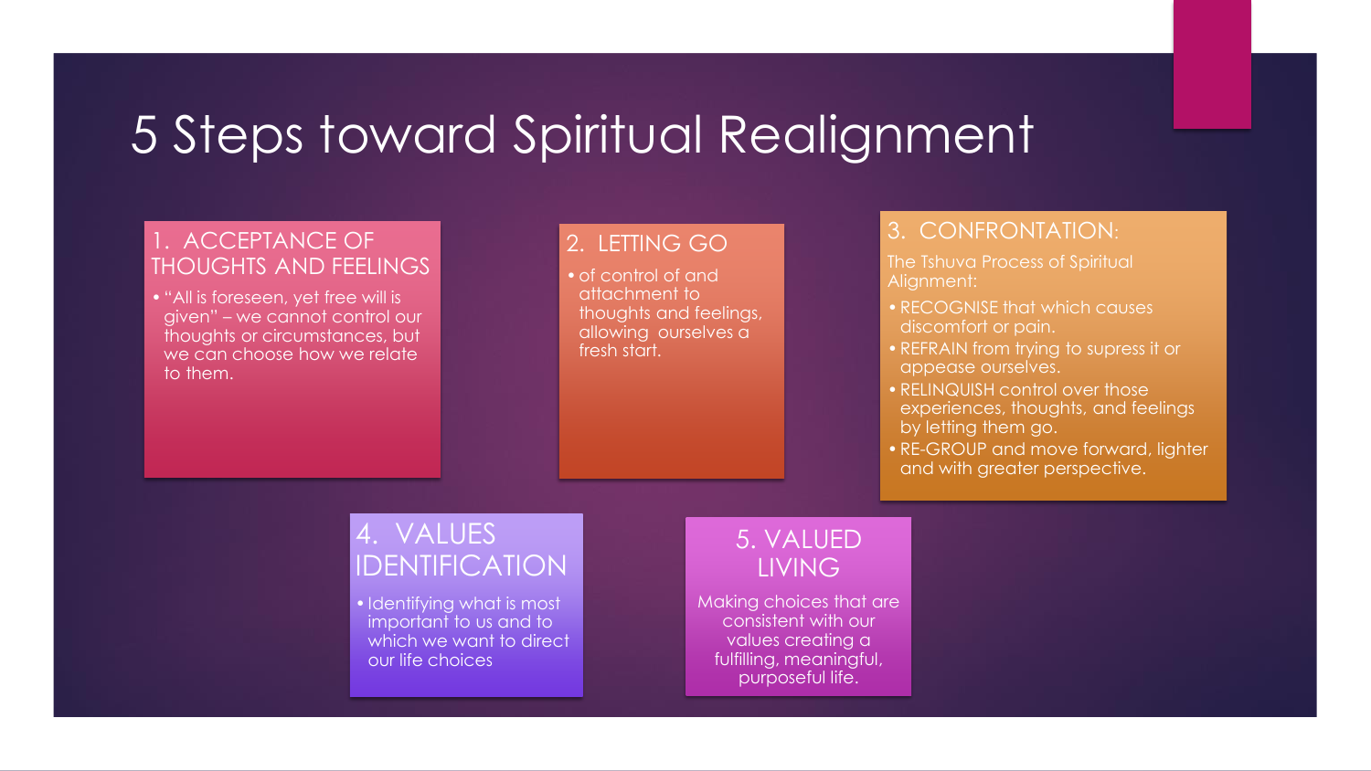# 5 Steps toward Spiritual Realignment

## 1. ACCEPTANCE OF THOUGHTS AND FEELINGS

- "All is foreseen, yet free will is given" – we cannot control our thoughts or circumstances, but we can choose how we relate to them.

## 2. LETTING GO

- of control of and attachment to thoughts and feelings, allowing ourselves a fresh start.

## 3. CONFRONTATION:

The Tshuva Process of Spiritual Alignment:

- RECOGNISE that which causes discomfort or pain.
- REFRAIN from trying to supress it or appease ourselves.
- RELINQUISH control over those experiences, thoughts, and feelings by letting them go.
- RE-GROUP and move forward, lighter and with greater perspective.

## 4. VALUES IDENTIFICATION

- Identifying what is most important to us and to which we want to direct our life choices

## 5. VALUED LIVING

Making choices that are consistent with our values creating a fulfilling, meaningful, purposeful life.